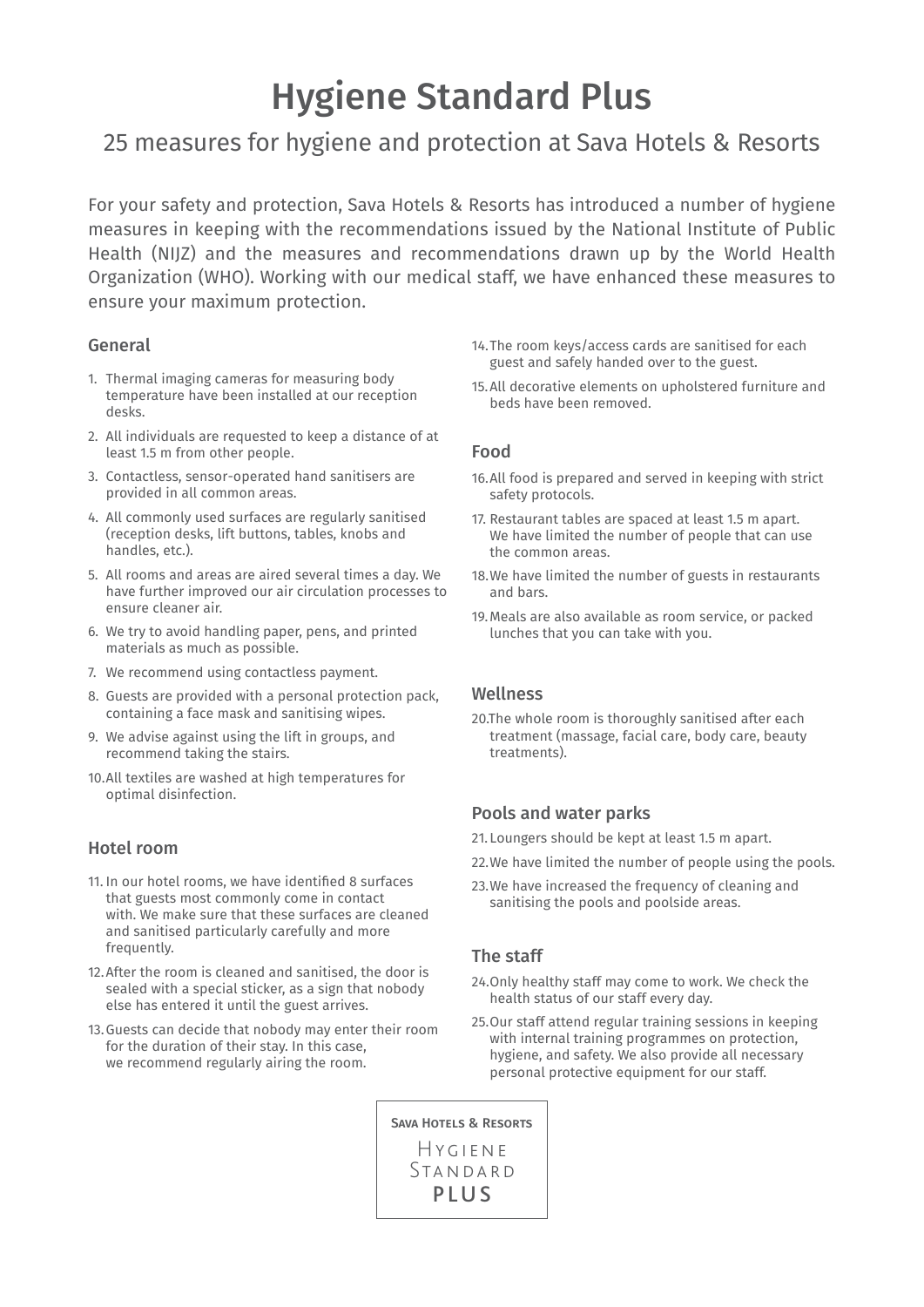# Hygiene Standard Plus

## 25 measures for hygiene and protection at Sava Hotels & Resorts

For your safety and protection, Sava Hotels & Resorts has introduced a number of hygiene measures in keeping with the recommendations issued by the National Institute of Public Health (NIJZ) and the measures and recommendations drawn up by the World Health Organization (WHO). Working with our medical staff, we have enhanced these measures to ensure your maximum protection.

### General

1. Thermal imaging cameras for measuring body temperature have been installed at our reception desks.
2. All individuals are requested to keep a distance of at least 1.5 m from other people.
3. Contactless, sensor-operated hand sanitisers are provided in all common areas.
4. All commonly used surfaces are regularly sanitised (reception desks, lift buttons, tables, knobs and handles, etc.).
5. All rooms and areas are aired several times a day. We have further improved our air circulation processes to ensure cleaner air.
6. We try to avoid handling paper, pens, and printed materials as much as possible.
7. We recommend using contactless payment.
8. Guests are provided with a personal protection pack, containing a face mask and sanitising wipes.
9. We advise against using the lift in groups, and recommend taking the stairs.
10. All textiles are washed at high temperatures for optimal disinfection.

### Hotel room

11. In our hotel rooms, we have identified 8 surfaces that guests most commonly come in contact with. We make sure that these surfaces are cleaned and sanitised particularly carefully and more frequently.
12. After the room is cleaned and sanitised, the door is sealed with a special sticker, as a sign that nobody else has entered it until the guest arrives.
13. Guests can decide that nobody may enter their room for the duration of their stay. In this case, we recommend regularly airing the room.
14. The room keys/access cards are sanitised for each guest and safely handed over to the guest.
15. All decorative elements on upholstered furniture and beds have been removed.

### Food

16. All food is prepared and served in keeping with strict safety protocols.
17. Restaurant tables are spaced at least 1.5 m apart. We have limited the number of people that can use the common areas.
18. We have limited the number of guests in restaurants and bars.
19. Meals are also available as room service, or packed lunches that you can take with you.

### Wellness

20. The whole room is thoroughly sanitised after each treatment (massage, facial care, body care, beauty treatments).

### Pools and water parks

21. Loungers should be kept at least 1.5 m apart.
22. We have limited the number of people using the pools.
23. We have increased the frequency of cleaning and sanitising the pools and poolside areas.

### The staff

24. Only healthy staff may come to work. We check the health status of our staff every day.
25. Our staff attend regular training sessions in keeping with internal training programmes on protection, hygiene, and safety. We also provide all necessary personal protective equipment for our staff.

Sava Hotels & Resorts

Hygiene Standard **PLUS**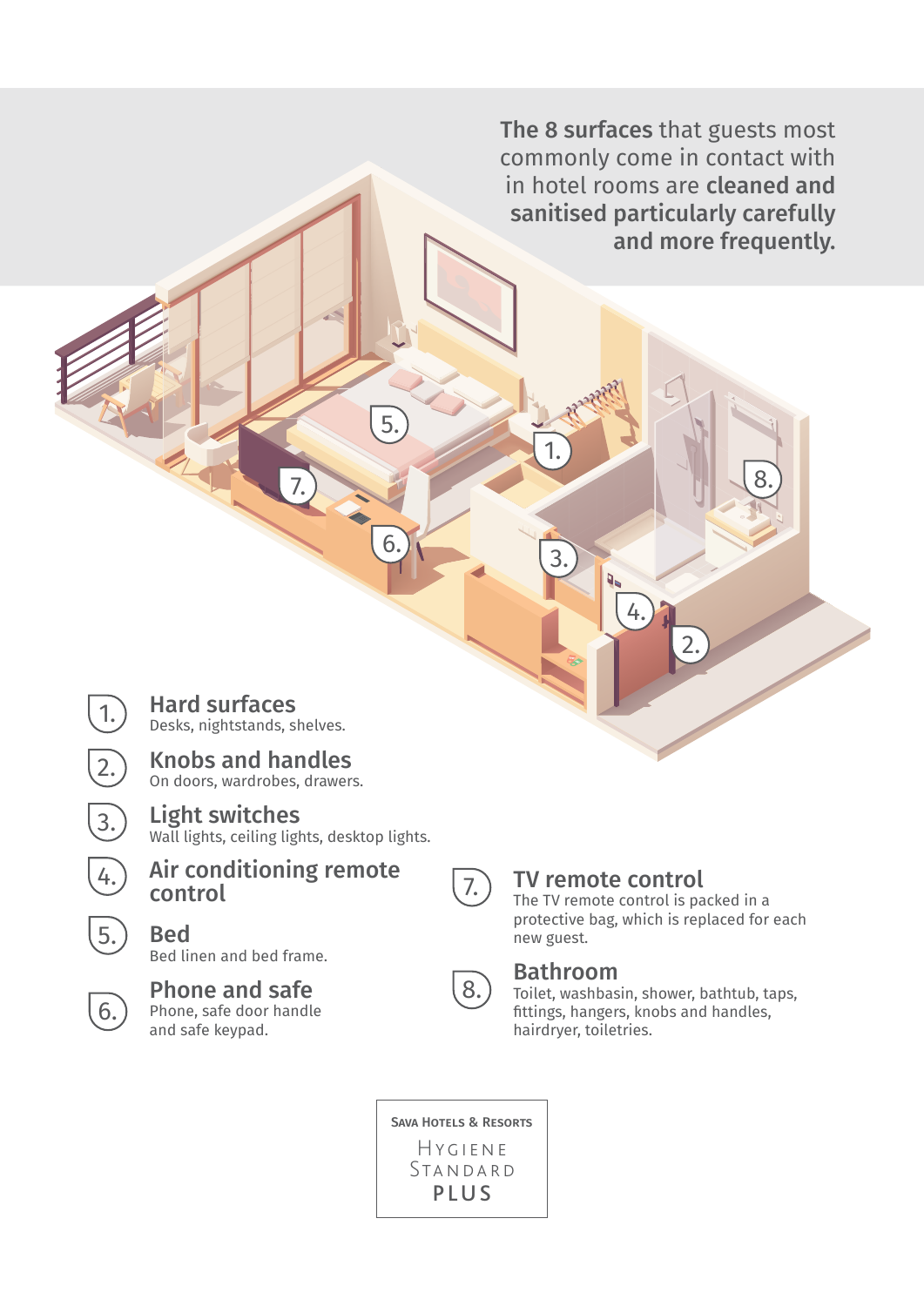**The 8 surfaces** that guests most commonly come in contact with in hotel rooms are **cleaned and sanitised particularly carefully and more frequently.**

1. **Hard surfaces**
   Desks, nightstands, shelves.

2. **Knobs and handles**
   On doors, wardrobes, drawers.

3. **Light switches**
   Wall lights, ceiling lights, desktop lights.

4. **Air conditioning remote control**

5. **Bed**
   Bed linen and bed frame.

6. **Phone and safe**
   Phone, safe door handle and safe keypad.

7. **TV remote control**
   The TV remote control is packed in a protective bag, which is replaced for each new guest.

8. **Bathroom**
   Toilet, washbasin, shower, bathtub, taps, fittings, hangers, knobs and handles, hairdryer, toiletries.

Sava Hotels & Resorts
Hygiene Standard
**PLUS**